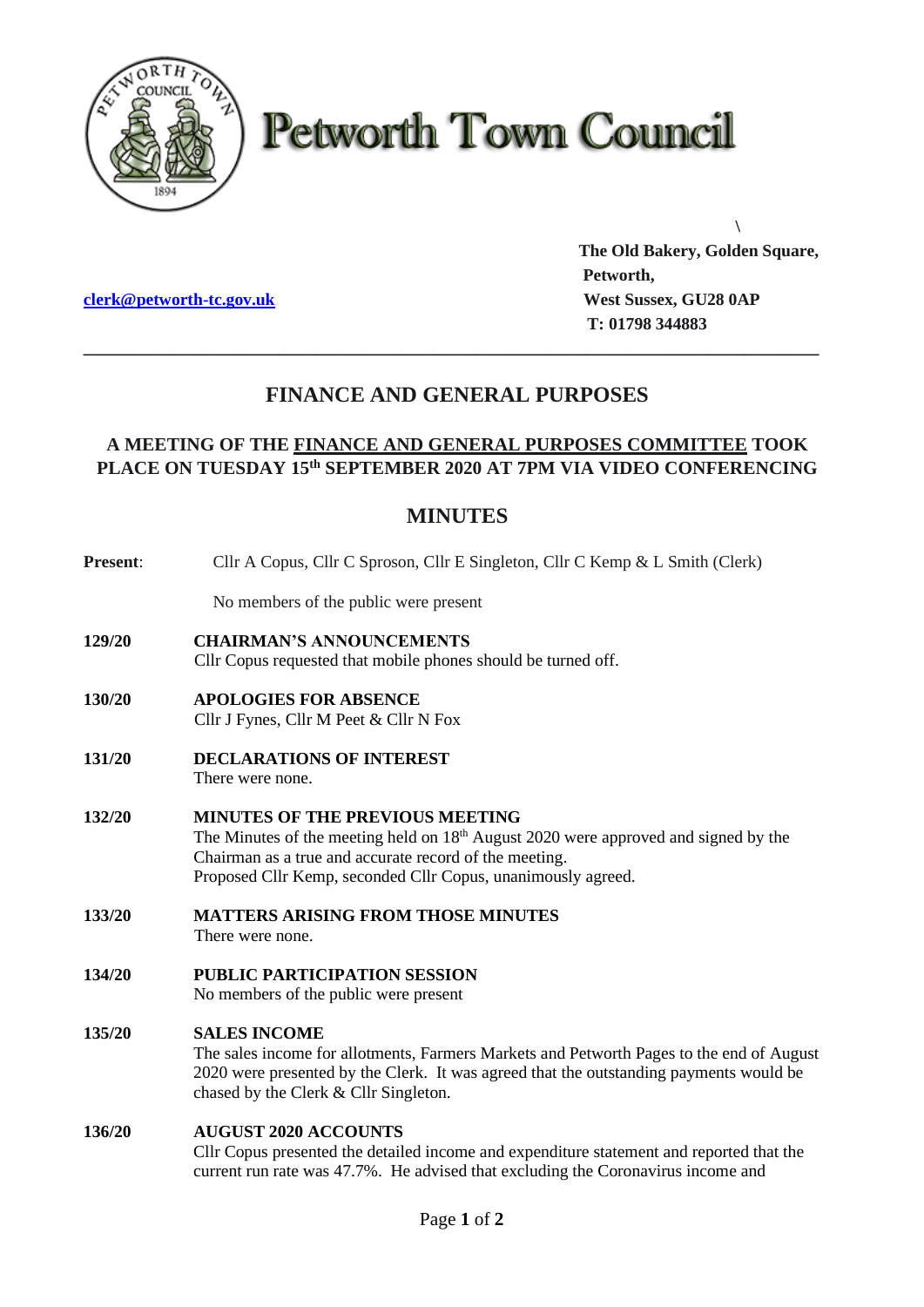# Petworth Town Council

\

**The Old Bakery, Golden Square,**
**Petworth,**
**West Sussex, GU28 0AP**
**T: 01798 344883**

**clerk@petworth-tc.gov.uk**

---

## FINANCE AND GENERAL PURPOSES

### A MEETING OF THE FINANCE AND GENERAL PURPOSES COMMITTEE TOOK PLACE ON TUESDAY 15th SEPTEMBER 2020 AT 7PM VIA VIDEO CONFERENCING

## MINUTES

**Present**: Cllr A Copus, Cllr C Sproson, Cllr E Singleton, Cllr C Kemp & L Smith (Clerk)

No members of the public were present

**129/20 CHAIRMAN'S ANNOUNCEMENTS**
Cllr Copus requested that mobile phones should be turned off.

**130/20 APOLOGIES FOR ABSENCE**
Cllr J Fynes, Cllr M Peet & Cllr N Fox

**131/20 DECLARATIONS OF INTEREST**
There were none.

**132/20 MINUTES OF THE PREVIOUS MEETING**
The Minutes of the meeting held on 18th August 2020 were approved and signed by the Chairman as a true and accurate record of the meeting.
Proposed Cllr Kemp, seconded Cllr Copus, unanimously agreed.

**133/20 MATTERS ARISING FROM THOSE MINUTES**
There were none.

**134/20 PUBLIC PARTICIPATION SESSION**
No members of the public were present

**135/20 SALES INCOME**
The sales income for allotments, Farmers Markets and Petworth Pages to the end of August 2020 were presented by the Clerk. It was agreed that the outstanding payments would be chased by the Clerk & Cllr Singleton.

**136/20 AUGUST 2020 ACCOUNTS**
Cllr Copus presented the detailed income and expenditure statement and reported that the current run rate was 47.7%. He advised that excluding the Coronavirus income and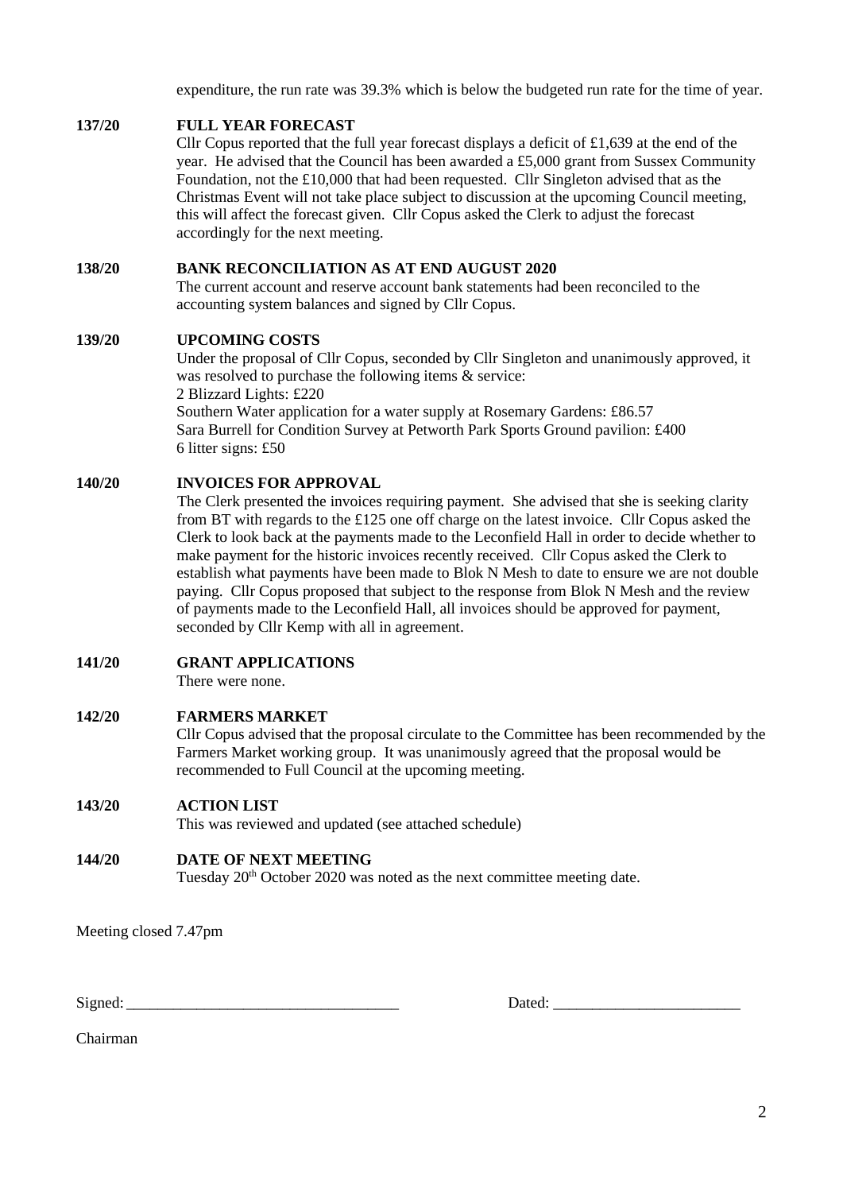expenditure, the run rate was 39.3% which is below the budgeted run rate for the time of year.

**137/20 FULL YEAR FORECAST**

Cllr Copus reported that the full year forecast displays a deficit of £1,639 at the end of the year. He advised that the Council has been awarded a £5,000 grant from Sussex Community Foundation, not the £10,000 that had been requested. Cllr Singleton advised that as the Christmas Event will not take place subject to discussion at the upcoming Council meeting, this will affect the forecast given. Cllr Copus asked the Clerk to adjust the forecast accordingly for the next meeting.

**138/20 BANK RECONCILIATION AS AT END AUGUST 2020**

The current account and reserve account bank statements had been reconciled to the accounting system balances and signed by Cllr Copus.

**139/20 UPCOMING COSTS**

Under the proposal of Cllr Copus, seconded by Cllr Singleton and unanimously approved, it was resolved to purchase the following items & service:
2 Blizzard Lights: £220
Southern Water application for a water supply at Rosemary Gardens: £86.57
Sara Burrell for Condition Survey at Petworth Park Sports Ground pavilion: £400
6 litter signs: £50

**140/20 INVOICES FOR APPROVAL**

The Clerk presented the invoices requiring payment. She advised that she is seeking clarity from BT with regards to the £125 one off charge on the latest invoice. Cllr Copus asked the Clerk to look back at the payments made to the Leconfield Hall in order to decide whether to make payment for the historic invoices recently received. Cllr Copus asked the Clerk to establish what payments have been made to Blok N Mesh to date to ensure we are not double paying. Cllr Copus proposed that subject to the response from Blok N Mesh and the review of payments made to the Leconfield Hall, all invoices should be approved for payment, seconded by Cllr Kemp with all in agreement.

**141/20 GRANT APPLICATIONS**

There were none.

**142/20 FARMERS MARKET**

Cllr Copus advised that the proposal circulate to the Committee has been recommended by the Farmers Market working group. It was unanimously agreed that the proposal would be recommended to Full Council at the upcoming meeting.

**143/20 ACTION LIST**

This was reviewed and updated (see attached schedule)

**144/20 DATE OF NEXT MEETING**

Tuesday 20th October 2020 was noted as the next committee meeting date.

Meeting closed 7.47pm

Signed: ___________________________________ Dated: ________________________

Chairman